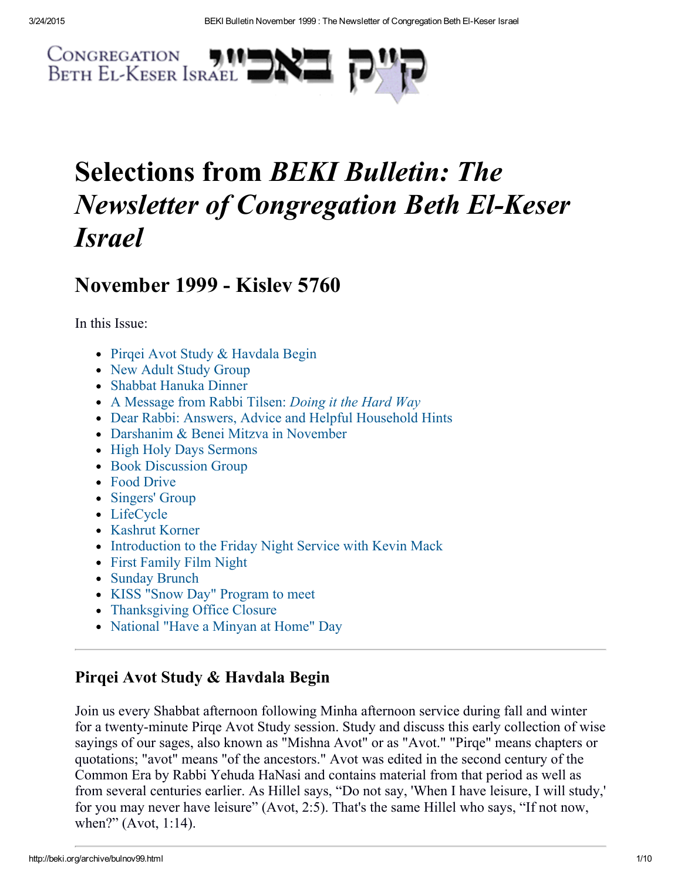Congregation Beth El-Keser Israel

# Selections from *BEKI Bulletin: The Newsletter of Congregation Beth El-Keser Israel*

## November 1999 - Kislev 5760

In this Issue:

- Pirqei Avot Study & Havdala Begin
- New Adult Study Group
- Shabbat Hanuka Dinner
- A Message from Rabbi Tilsen: *Doing it the Hard Way*
- Dear Rabbi: Answers, Advice and Helpful Household Hints
- Darshanim & Benei Mitzva in November
- High Holy Days Sermons
- Book Discussion Group
- Food Drive
- Singers' Group
- LifeCycle
- Kashrut Korner
- Introduction to the Friday Night Service with Kevin Mack
- First Family Film Night
- Sunday Brunch
- KISS "Snow Day" Program to meet
- Thanksgiving Office Closure
- National "Have a Minyan at Home" Day

---

### Pirqei Avot Study & Havdala Begin

Join us every Shabbat afternoon following Minha afternoon service during fall and winter for a twenty-minute Pirqe Avot Study session. Study and discuss this early collection of wise sayings of our sages, also known as "Mishna Avot" or as "Avot." "Pirqe" means chapters or quotations; "avot" means "of the ancestors." Avot was edited in the second century of the Common Era by Rabbi Yehuda HaNasi and contains material from that period as well as from several centuries earlier. As Hillel says, "Do not say, 'When I have leisure, I will study,' for you may never have leisure" (Avot, 2:5). That's the same Hillel who says, "If not now, when?" (Avot, 1:14).

---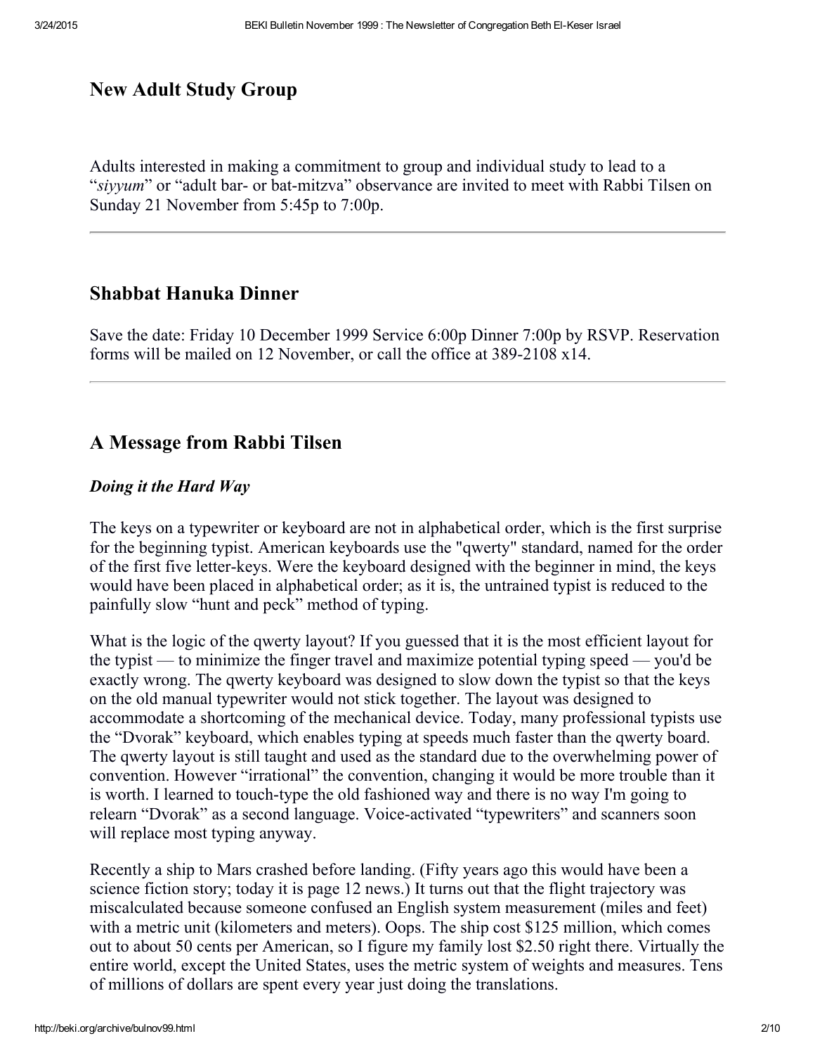## New Adult Study Group

Adults interested in making a commitment to group and individual study to lead to a "*siyyum*" or "adult bar- or bat-mitzva" observance are invited to meet with Rabbi Tilsen on Sunday 21 November from 5:45p to 7:00p.

---

## Shabbat Hanuka Dinner

Save the date: Friday 10 December 1999 Service 6:00p Dinner 7:00p by RSVP. Reservation forms will be mailed on 12 November, or call the office at 389-2108 x14.

---

## A Message from Rabbi Tilsen

### *Doing it the Hard Way*

The keys on a typewriter or keyboard are not in alphabetical order, which is the first surprise for the beginning typist. American keyboards use the "qwerty" standard, named for the order of the first five letter-keys. Were the keyboard designed with the beginner in mind, the keys would have been placed in alphabetical order; as it is, the untrained typist is reduced to the painfully slow "hunt and peck" method of typing.

What is the logic of the qwerty layout? If you guessed that it is the most efficient layout for the typist — to minimize the finger travel and maximize potential typing speed — you'd be exactly wrong. The qwerty keyboard was designed to slow down the typist so that the keys on the old manual typewriter would not stick together. The layout was designed to accommodate a shortcoming of the mechanical device. Today, many professional typists use the "Dvorak" keyboard, which enables typing at speeds much faster than the qwerty board. The qwerty layout is still taught and used as the standard due to the overwhelming power of convention. However "irrational" the convention, changing it would be more trouble than it is worth. I learned to touch-type the old fashioned way and there is no way I'm going to relearn "Dvorak" as a second language. Voice-activated "typewriters" and scanners soon will replace most typing anyway.

Recently a ship to Mars crashed before landing. (Fifty years ago this would have been a science fiction story; today it is page 12 news.) It turns out that the flight trajectory was miscalculated because someone confused an English system measurement (miles and feet) with a metric unit (kilometers and meters). Oops. The ship cost $125 million, which comes out to about 50 cents per American, so I figure my family lost $2.50 right there. Virtually the entire world, except the United States, uses the metric system of weights and measures. Tens of millions of dollars are spent every year just doing the translations.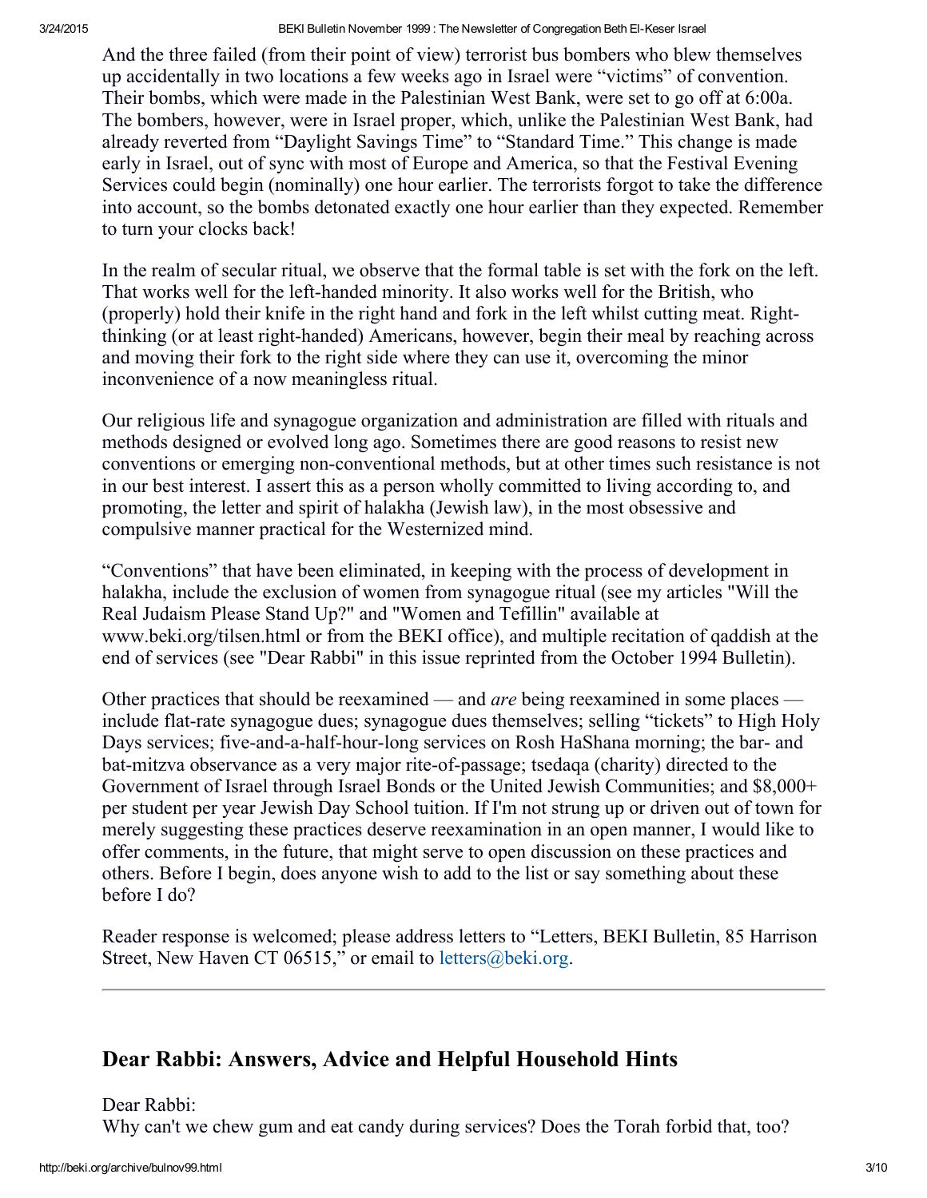And the three failed (from their point of view) terrorist bus bombers who blew themselves up accidentally in two locations a few weeks ago in Israel were "victims" of convention. Their bombs, which were made in the Palestinian West Bank, were set to go off at 6:00a. The bombers, however, were in Israel proper, which, unlike the Palestinian West Bank, had already reverted from "Daylight Savings Time" to "Standard Time." This change is made early in Israel, out of sync with most of Europe and America, so that the Festival Evening Services could begin (nominally) one hour earlier. The terrorists forgot to take the difference into account, so the bombs detonated exactly one hour earlier than they expected. Remember to turn your clocks back!

In the realm of secular ritual, we observe that the formal table is set with the fork on the left. That works well for the left-handed minority. It also works well for the British, who (properly) hold their knife in the right hand and fork in the left whilst cutting meat. Right-thinking (or at least right-handed) Americans, however, begin their meal by reaching across and moving their fork to the right side where they can use it, overcoming the minor inconvenience of a now meaningless ritual.

Our religious life and synagogue organization and administration are filled with rituals and methods designed or evolved long ago. Sometimes there are good reasons to resist new conventions or emerging non-conventional methods, but at other times such resistance is not in our best interest. I assert this as a person wholly committed to living according to, and promoting, the letter and spirit of halakha (Jewish law), in the most obsessive and compulsive manner practical for the Westernized mind.

"Conventions" that have been eliminated, in keeping with the process of development in halakha, include the exclusion of women from synagogue ritual (see my articles "Will the Real Judaism Please Stand Up?" and "Women and Tefillin" available at www.beki.org/tilsen.html or from the BEKI office), and multiple recitation of qaddish at the end of services (see "Dear Rabbi" in this issue reprinted from the October 1994 Bulletin).

Other practices that should be reexamined — and *are* being reexamined in some places — include flat-rate synagogue dues; synagogue dues themselves; selling "tickets" to High Holy Days services; five-and-a-half-hour-long services on Rosh HaShana morning; the bar- and bat-mitzva observance as a very major rite-of-passage; tsedaqa (charity) directed to the Government of Israel through Israel Bonds or the United Jewish Communities; and $8,000+ per student per year Jewish Day School tuition. If I'm not strung up or driven out of town for merely suggesting these practices deserve reexamination in an open manner, I would like to offer comments, in the future, that might serve to open discussion on these practices and others. Before I begin, does anyone wish to add to the list or say something about these before I do?

Reader response is welcomed; please address letters to "Letters, BEKI Bulletin, 85 Harrison Street, New Haven CT 06515," or email to letters@beki.org.

---

## Dear Rabbi: Answers, Advice and Helpful Household Hints

Dear Rabbi:
Why can't we chew gum and eat candy during services? Does the Torah forbid that, too?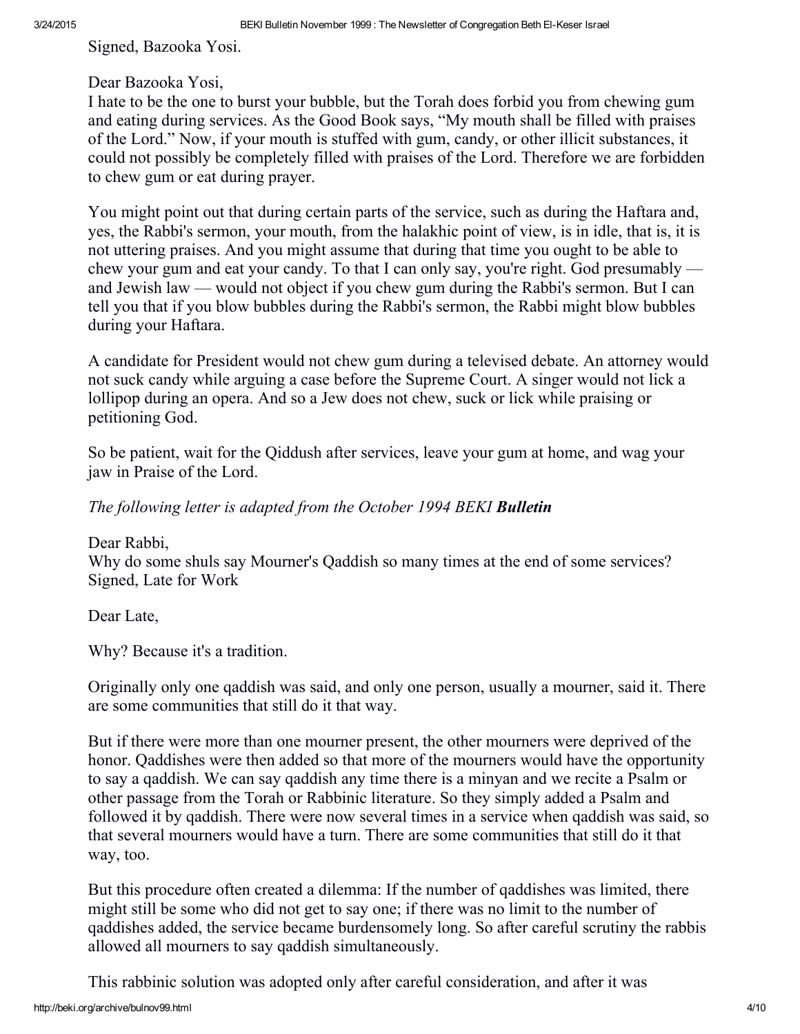Signed, Bazooka Yosi.

Dear Bazooka Yosi,
I hate to be the one to burst your bubble, but the Torah does forbid you from chewing gum and eating during services. As the Good Book says, "My mouth shall be filled with praises of the Lord." Now, if your mouth is stuffed with gum, candy, or other illicit substances, it could not possibly be completely filled with praises of the Lord. Therefore we are forbidden to chew gum or eat during prayer.

You might point out that during certain parts of the service, such as during the Haftara and, yes, the Rabbi's sermon, your mouth, from the halakhic point of view, is in idle, that is, it is not uttering praises. And you might assume that during that time you ought to be able to chew your gum and eat your candy. To that I can only say, you're right. God presumably — and Jewish law — would not object if you chew gum during the Rabbi's sermon. But I can tell you that if you blow bubbles during the Rabbi's sermon, the Rabbi might blow bubbles during your Haftara.

A candidate for President would not chew gum during a televised debate. An attorney would not suck candy while arguing a case before the Supreme Court. A singer would not lick a lollipop during an opera. And so a Jew does not chew, suck or lick while praising or petitioning God.

So be patient, wait for the Qiddush after services, leave your gum at home, and wag your jaw in Praise of the Lord.

*The following letter is adapted from the October 1994 BEKI* ***Bulletin***

Dear Rabbi,
Why do some shuls say Mourner's Qaddish so many times at the end of some services?
Signed, Late for Work

Dear Late,

Why? Because it's a tradition.

Originally only one qaddish was said, and only one person, usually a mourner, said it. There are some communities that still do it that way.

But if there were more than one mourner present, the other mourners were deprived of the honor. Qaddishes were then added so that more of the mourners would have the opportunity to say a qaddish. We can say qaddish any time there is a minyan and we recite a Psalm or other passage from the Torah or Rabbinic literature. So they simply added a Psalm and followed it by qaddish. There were now several times in a service when qaddish was said, so that several mourners would have a turn. There are some communities that still do it that way, too.

But this procedure often created a dilemma: If the number of qaddishes was limited, there might still be some who did not get to say one; if there was no limit to the number of qaddishes added, the service became burdensomely long. So after careful scrutiny the rabbis allowed all mourners to say qaddish simultaneously.

This rabbinic solution was adopted only after careful consideration, and after it was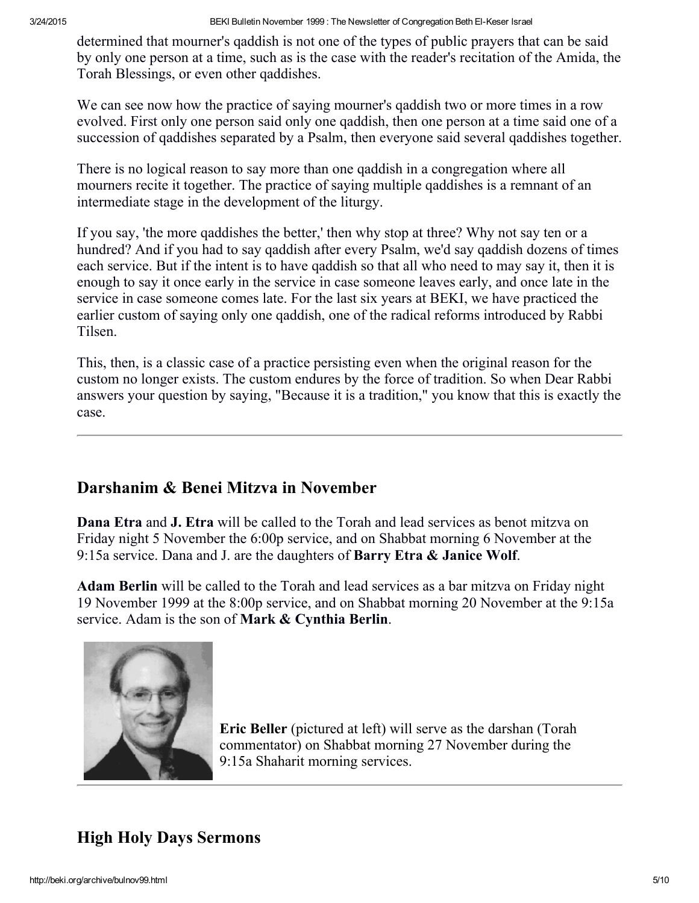determined that mourner's qaddish is not one of the types of public prayers that can be said by only one person at a time, such as is the case with the reader's recitation of the Amida, the Torah Blessings, or even other qaddishes.

We can see now how the practice of saying mourner's qaddish two or more times in a row evolved. First only one person said only one qaddish, then one person at a time said one of a succession of qaddishes separated by a Psalm, then everyone said several qaddishes together.

There is no logical reason to say more than one qaddish in a congregation where all mourners recite it together. The practice of saying multiple qaddishes is a remnant of an intermediate stage in the development of the liturgy.

If you say, 'the more qaddishes the better,' then why stop at three? Why not say ten or a hundred? And if you had to say qaddish after every Psalm, we'd say qaddish dozens of times each service. But if the intent is to have qaddish so that all who need to may say it, then it is enough to say it once early in the service in case someone leaves early, and once late in the service in case someone comes late. For the last six years at BEKI, we have practiced the earlier custom of saying only one qaddish, one of the radical reforms introduced by Rabbi Tilsen.

This, then, is a classic case of a practice persisting even when the original reason for the custom no longer exists. The custom endures by the force of tradition. So when Dear Rabbi answers your question by saying, "Because it is a tradition," you know that this is exactly the case.

---

## Darshanim & Benei Mitzva in November

**Dana Etra** and **J. Etra** will be called to the Torah and lead services as benot mitzva on Friday night 5 November the 6:00p service, and on Shabbat morning 6 November at the 9:15a service. Dana and J. are the daughters of **Barry Etra & Janice Wolf**.

**Adam Berlin** will be called to the Torah and lead services as a bar mitzva on Friday night 19 November 1999 at the 8:00p service, and on Shabbat morning 20 November at the 9:15a service. Adam is the son of **Mark & Cynthia Berlin**.

**Eric Beller** (pictured at left) will serve as the darshan (Torah commentator) on Shabbat morning 27 November during the 9:15a Shaharit morning services.

---

## High Holy Days Sermons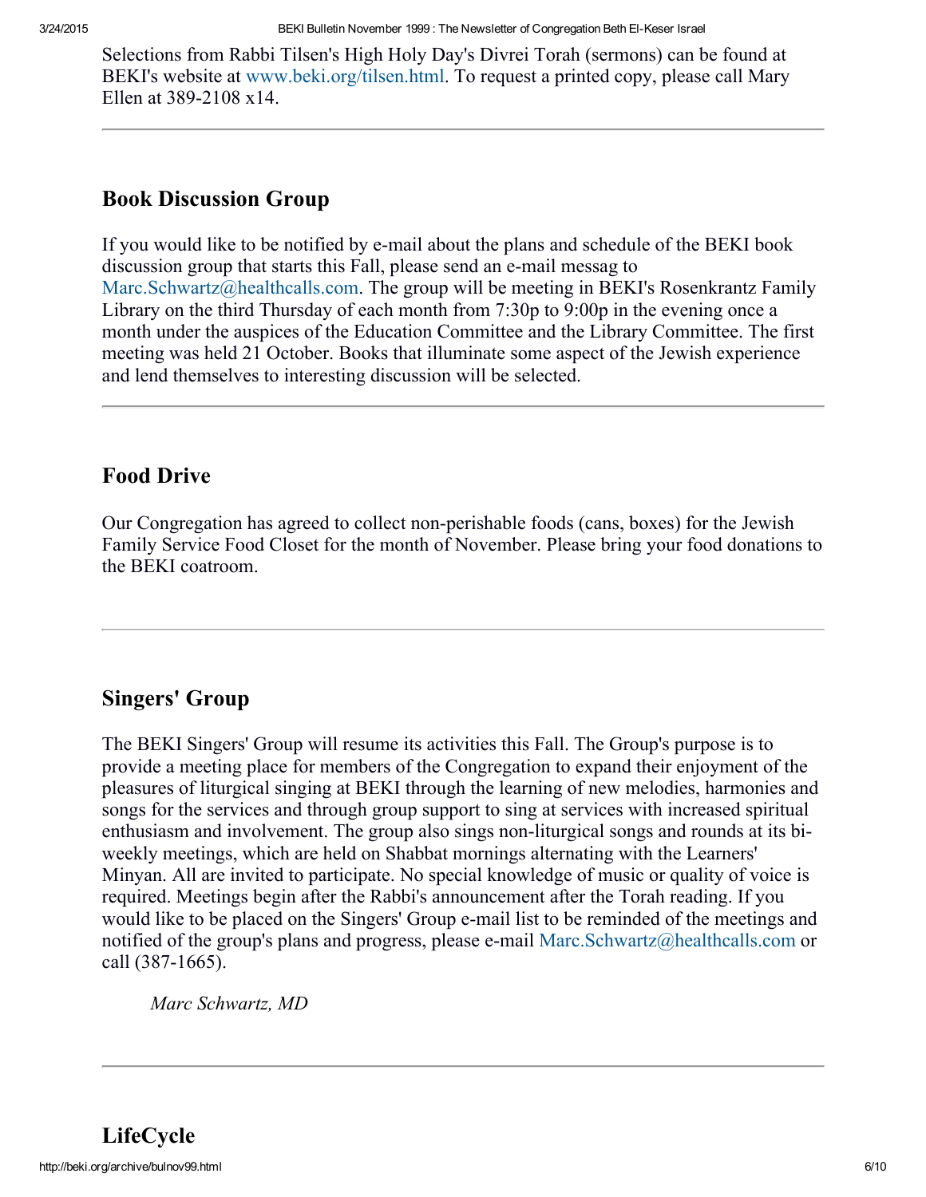Selections from Rabbi Tilsen's High Holy Day's Divrei Torah (sermons) can be found at BEKI's website at www.beki.org/tilsen.html. To request a printed copy, please call Mary Ellen at 389-2108 x14.

---

## Book Discussion Group

If you would like to be notified by e-mail about the plans and schedule of the BEKI book discussion group that starts this Fall, please send an e-mail messag to Marc.Schwartz@healthcalls.com. The group will be meeting in BEKI's Rosenkrantz Family Library on the third Thursday of each month from 7:30p to 9:00p in the evening once a month under the auspices of the Education Committee and the Library Committee. The first meeting was held 21 October. Books that illuminate some aspect of the Jewish experience and lend themselves to interesting discussion will be selected.

---

## Food Drive

Our Congregation has agreed to collect non-perishable foods (cans, boxes) for the Jewish Family Service Food Closet for the month of November. Please bring your food donations to the BEKI coatroom.

---

## Singers' Group

The BEKI Singers' Group will resume its activities this Fall. The Group's purpose is to provide a meeting place for members of the Congregation to expand their enjoyment of the pleasures of liturgical singing at BEKI through the learning of new melodies, harmonies and songs for the services and through group support to sing at services with increased spiritual enthusiasm and involvement. The group also sings non-liturgical songs and rounds at its bi-weekly meetings, which are held on Shabbat mornings alternating with the Learners' Minyan. All are invited to participate. No special knowledge of music or quality of voice is required. Meetings begin after the Rabbi's announcement after the Torah reading. If you would like to be placed on the Singers' Group e-mail list to be reminded of the meetings and notified of the group's plans and progress, please e-mail Marc.Schwartz@healthcalls.com or call (387-1665).

> *Marc Schwartz, MD*

---

## LifeCycle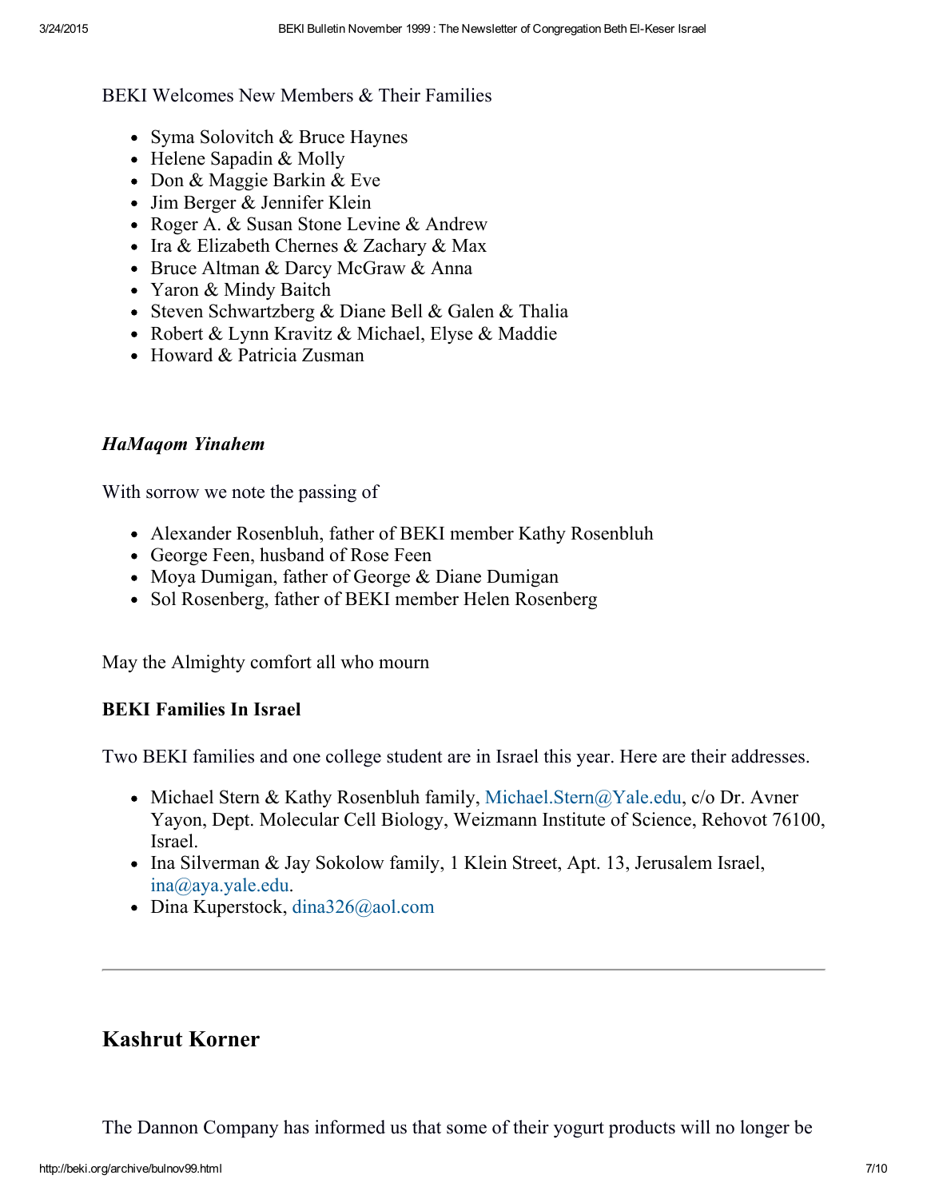BEKI Welcomes New Members & Their Families

- Syma Solovitch & Bruce Haynes
- Helene Sapadin & Molly
- Don & Maggie Barkin & Eve
- Jim Berger & Jennifer Klein
- Roger A. & Susan Stone Levine & Andrew
- Ira & Elizabeth Chernes & Zachary & Max
- Bruce Altman & Darcy McGraw & Anna
- Yaron & Mindy Baitch
- Steven Schwartzberg & Diane Bell & Galen & Thalia
- Robert & Lynn Kravitz & Michael, Elyse & Maddie
- Howard & Patricia Zusman

***HaMaqom Yinahem***

With sorrow we note the passing of

- Alexander Rosenbluh, father of BEKI member Kathy Rosenbluh
- George Feen, husband of Rose Feen
- Moya Dumigan, father of George & Diane Dumigan
- Sol Rosenberg, father of BEKI member Helen Rosenberg

May the Almighty comfort all who mourn

**BEKI Families In Israel**

Two BEKI families and one college student are in Israel this year. Here are their addresses.

- Michael Stern & Kathy Rosenbluh family, Michael.Stern@Yale.edu, c/o Dr. Avner Yayon, Dept. Molecular Cell Biology, Weizmann Institute of Science, Rehovot 76100, Israel.
- Ina Silverman & Jay Sokolow family, 1 Klein Street, Apt. 13, Jerusalem Israel, ina@aya.yale.edu.
- Dina Kuperstock, dina326@aol.com

---

## Kashrut Korner

The Dannon Company has informed us that some of their yogurt products will no longer be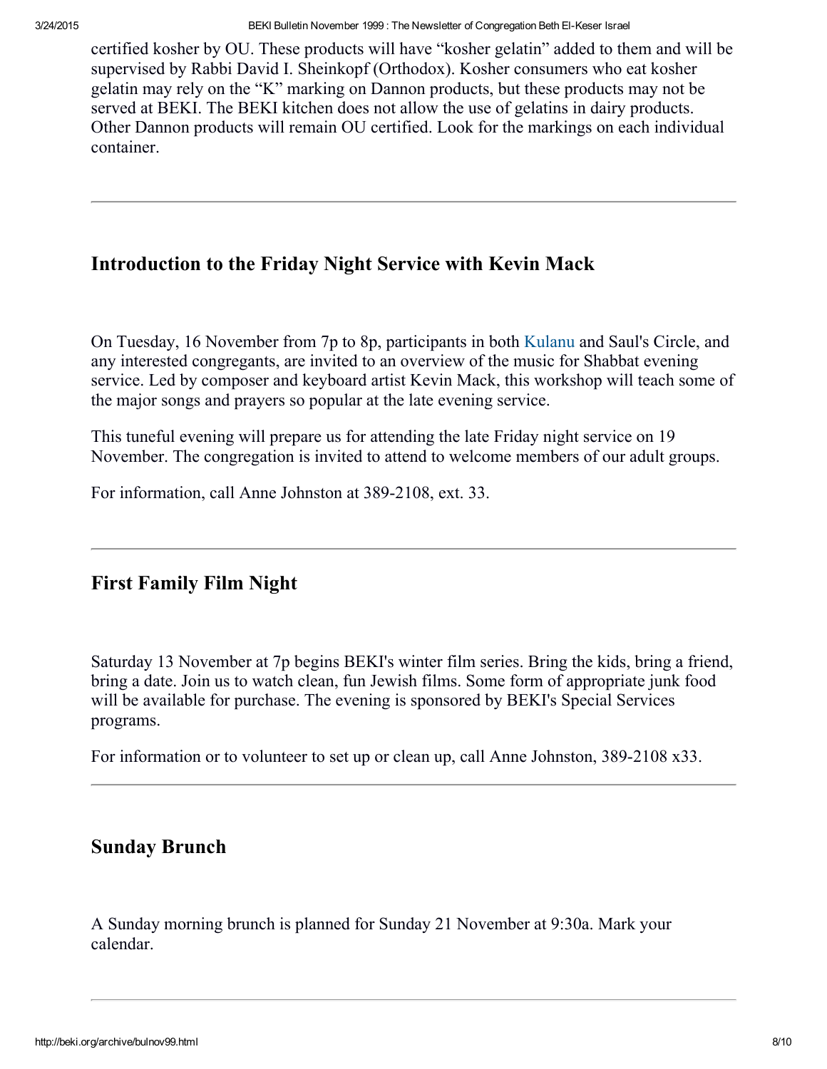certified kosher by OU. These products will have "kosher gelatin" added to them and will be supervised by Rabbi David I. Sheinkopf (Orthodox). Kosher consumers who eat kosher gelatin may rely on the "K" marking on Dannon products, but these products may not be served at BEKI. The BEKI kitchen does not allow the use of gelatins in dairy products. Other Dannon products will remain OU certified. Look for the markings on each individual container.

---

## Introduction to the Friday Night Service with Kevin Mack

On Tuesday, 16 November from 7p to 8p, participants in both Kulanu and Saul's Circle, and any interested congregants, are invited to an overview of the music for Shabbat evening service. Led by composer and keyboard artist Kevin Mack, this workshop will teach some of the major songs and prayers so popular at the late evening service.

This tuneful evening will prepare us for attending the late Friday night service on 19 November. The congregation is invited to attend to welcome members of our adult groups.

For information, call Anne Johnston at 389-2108, ext. 33.

---

## First Family Film Night

Saturday 13 November at 7p begins BEKI's winter film series. Bring the kids, bring a friend, bring a date. Join us to watch clean, fun Jewish films. Some form of appropriate junk food will be available for purchase. The evening is sponsored by BEKI's Special Services programs.

For information or to volunteer to set up or clean up, call Anne Johnston, 389-2108 x33.

---

## Sunday Brunch

A Sunday morning brunch is planned for Sunday 21 November at 9:30a. Mark your calendar.

---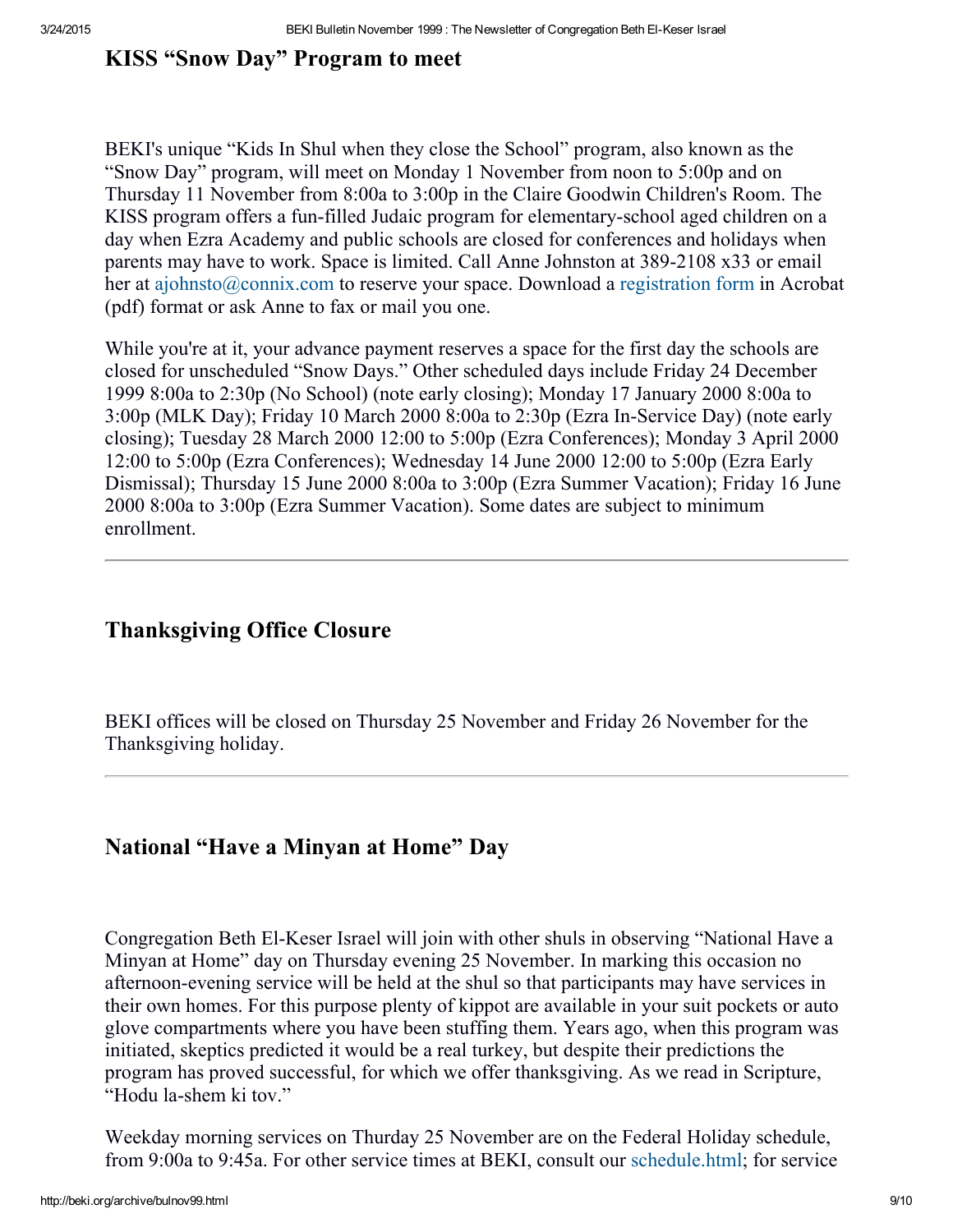## KISS "Snow Day" Program to meet

BEKI's unique "Kids In Shul when they close the School" program, also known as the "Snow Day" program, will meet on Monday 1 November from noon to 5:00p and on Thursday 11 November from 8:00a to 3:00p in the Claire Goodwin Children's Room. The KISS program offers a fun-filled Judaic program for elementary-school aged children on a day when Ezra Academy and public schools are closed for conferences and holidays when parents may have to work. Space is limited. Call Anne Johnston at 389-2108 x33 or email her at ajohnsto@connix.com to reserve your space. Download a registration form in Acrobat (pdf) format or ask Anne to fax or mail you one.

While you're at it, your advance payment reserves a space for the first day the schools are closed for unscheduled "Snow Days." Other scheduled days include Friday 24 December 1999 8:00a to 2:30p (No School) (note early closing); Monday 17 January 2000 8:00a to 3:00p (MLK Day); Friday 10 March 2000 8:00a to 2:30p (Ezra In-Service Day) (note early closing); Tuesday 28 March 2000 12:00 to 5:00p (Ezra Conferences); Monday 3 April 2000 12:00 to 5:00p (Ezra Conferences); Wednesday 14 June 2000 12:00 to 5:00p (Ezra Early Dismissal); Thursday 15 June 2000 8:00a to 3:00p (Ezra Summer Vacation); Friday 16 June 2000 8:00a to 3:00p (Ezra Summer Vacation). Some dates are subject to minimum enrollment.

---

## Thanksgiving Office Closure

BEKI offices will be closed on Thursday 25 November and Friday 26 November for the Thanksgiving holiday.

---

## National "Have a Minyan at Home" Day

Congregation Beth El-Keser Israel will join with other shuls in observing "National Have a Minyan at Home" day on Thursday evening 25 November. In marking this occasion no afternoon-evening service will be held at the shul so that participants may have services in their own homes. For this purpose plenty of kippot are available in your suit pockets or auto glove compartments where you have been stuffing them. Years ago, when this program was initiated, skeptics predicted it would be a real turkey, but despite their predictions the program has proved successful, for which we offer thanksgiving. As we read in Scripture, "Hodu la-shem ki tov."

Weekday morning services on Thurday 25 November are on the Federal Holiday schedule, from 9:00a to 9:45a. For other service times at BEKI, consult our schedule.html; for service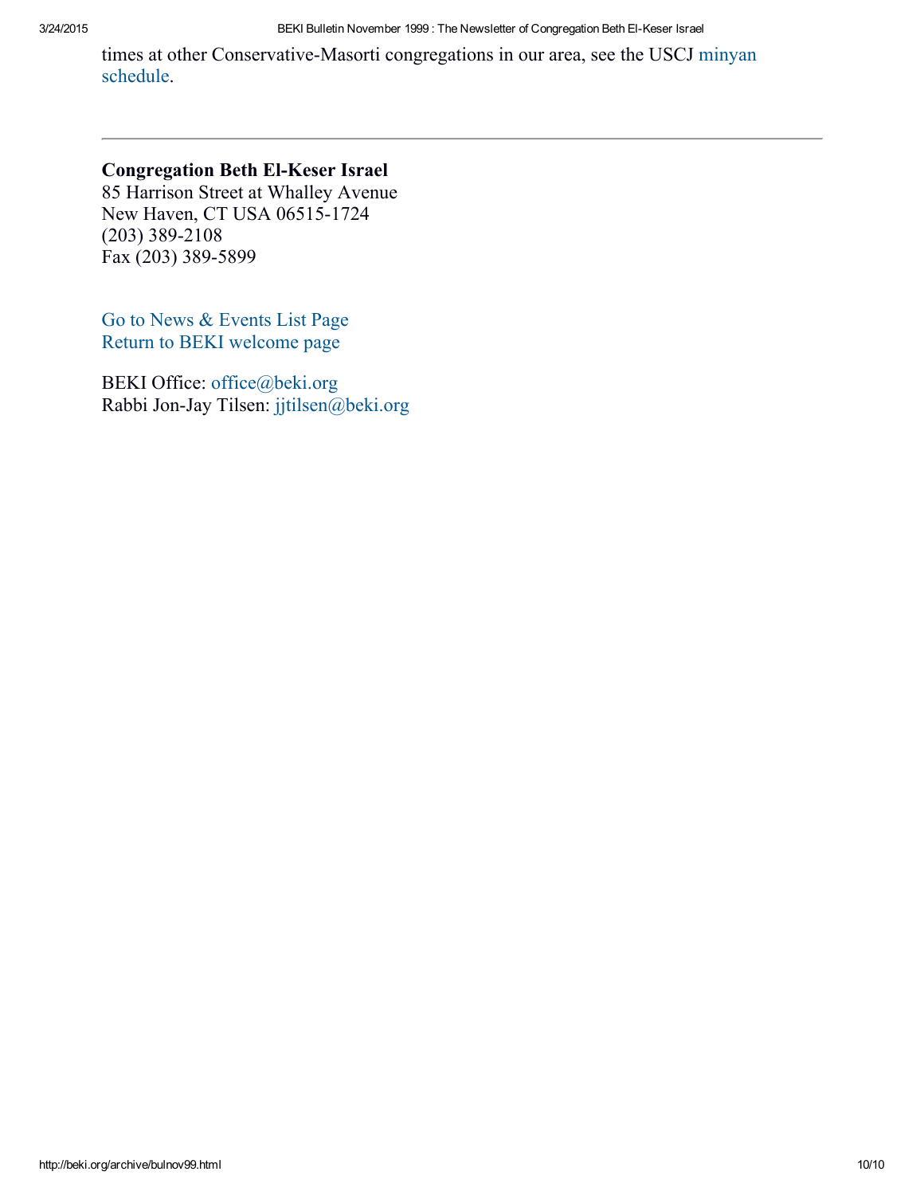times at other Conservative-Masorti congregations in our area, see the USCJ minyan schedule.

---

**Congregation Beth El-Keser Israel**
85 Harrison Street at Whalley Avenue
New Haven, CT USA 06515-1724
(203) 389-2108
Fax (203) 389-5899

Go to News & Events List Page
Return to BEKI welcome page

BEKI Office: office@beki.org
Rabbi Jon-Jay Tilsen: jjtilsen@beki.org